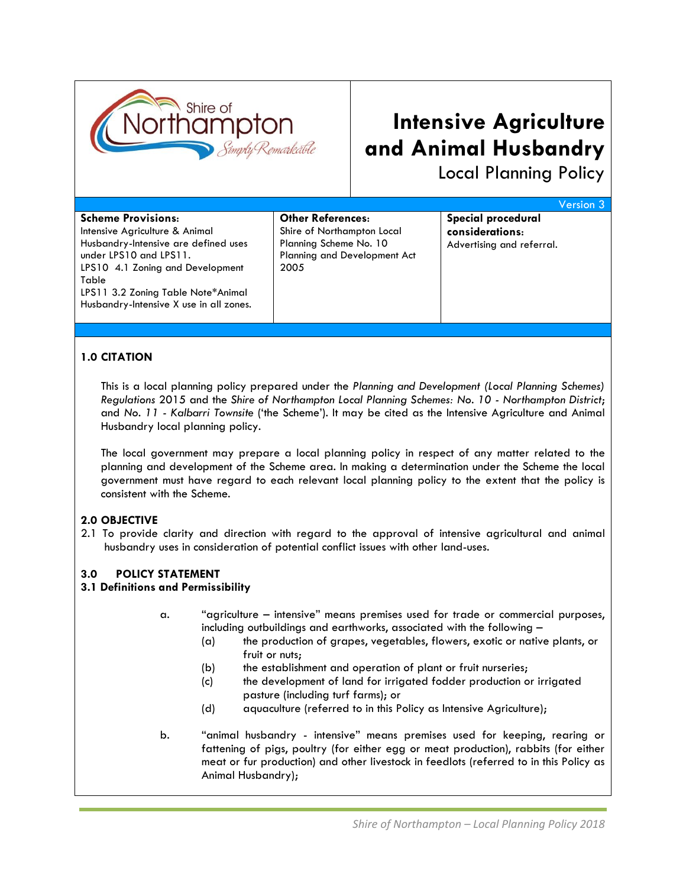# Intensive Agriculture and Animal Husbandry

Local Planning Policy

Version 3

| Scheme Provisions: | Other References: | Special procedural considerations: |
|---|---|---|
| Intensive Agriculture & Animal Husbandry-Intensive are defined uses under LPS10 and LPS11. LPS10 4.1 Zoning and Development Table LPS11 3.2 Zoning Table Note*Animal Husbandry-Intensive X use in all zones. | Shire of Northampton Local Planning Scheme No. 10 Planning and Development Act 2005 | Advertising and referral. |

## 1.0 CITATION

This is a local planning policy prepared under the *Planning and Development (Local Planning Schemes) Regulations* 2015 and the *Shire of Northampton Local Planning Schemes: No. 10 - Northampton District*; and *No. 11 - Kalbarri Townsite* ('the Scheme'). It may be cited as the Intensive Agriculture and Animal Husbandry local planning policy.

The local government may prepare a local planning policy in respect of any matter related to the planning and development of the Scheme area. In making a determination under the Scheme the local government must have regard to each relevant local planning policy to the extent that the policy is consistent with the Scheme.

## 2.0 OBJECTIVE

2.1 To provide clarity and direction with regard to the approval of intensive agricultural and animal husbandry uses in consideration of potential conflict issues with other land-uses.

## 3.0 POLICY STATEMENT

### 3.1 Definitions and Permissibility

a. "agriculture – intensive" means premises used for trade or commercial purposes, including outbuildings and earthworks, associated with the following –
   - (a) the production of grapes, vegetables, flowers, exotic or native plants, or fruit or nuts;
   - (b) the establishment and operation of plant or fruit nurseries;
   - (c) the development of land for irrigated fodder production or irrigated pasture (including turf farms); or
   - (d) aquaculture (referred to in this Policy as Intensive Agriculture);

b. "animal husbandry - intensive" means premises used for keeping, rearing or fattening of pigs, poultry (for either egg or meat production), rabbits (for either meat or fur production) and other livestock in feedlots (referred to in this Policy as Animal Husbandry);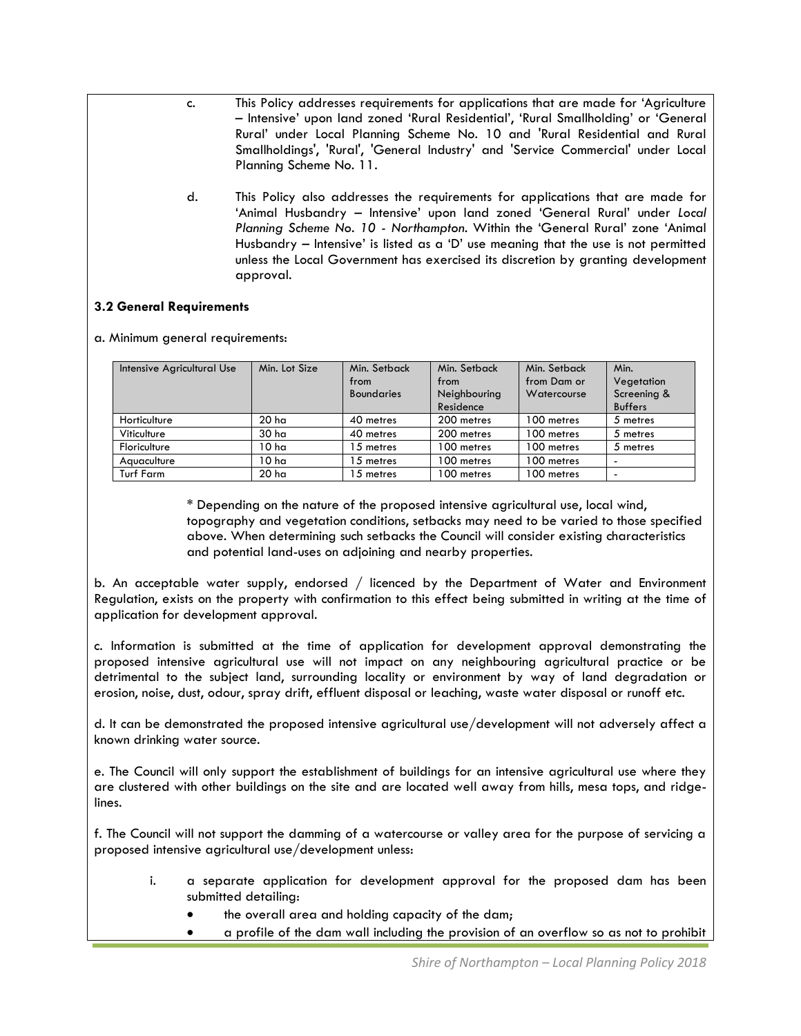c. This Policy addresses requirements for applications that are made for 'Agriculture – Intensive' upon land zoned 'Rural Residential', 'Rural Smallholding' or 'General Rural' under Local Planning Scheme No. 10 and 'Rural Residential and Rural Smallholdings', 'Rural', 'General Industry' and 'Service Commercial' under Local Planning Scheme No. 11.

d. This Policy also addresses the requirements for applications that are made for 'Animal Husbandry – Intensive' upon land zoned 'General Rural' under *Local Planning Scheme No. 10 - Northampton*. Within the 'General Rural' zone 'Animal Husbandry – Intensive' is listed as a 'D' use meaning that the use is not permitted unless the Local Government has exercised its discretion by granting development approval.

### 3.2 General Requirements

a. Minimum general requirements:

| Intensive Agricultural Use | Min. Lot Size | Min. Setback from Boundaries | Min. Setback from Neighbouring Residence | Min. Setback from Dam or Watercourse | Min. Vegetation Screening & Buffers |
|---|---|---|---|---|---|
| Horticulture | 20 ha | 40 metres | 200 metres | 100 metres | 5 metres |
| Viticulture | 30 ha | 40 metres | 200 metres | 100 metres | 5 metres |
| Floriculture | 10 ha | 15 metres | 100 metres | 100 metres | 5 metres |
| Aquaculture | 10 ha | 15 metres | 100 metres | 100 metres | - |
| Turf Farm | 20 ha | 15 metres | 100 metres | 100 metres | - |

\* Depending on the nature of the proposed intensive agricultural use, local wind, topography and vegetation conditions, setbacks may need to be varied to those specified above. When determining such setbacks the Council will consider existing characteristics and potential land-uses on adjoining and nearby properties.

b. An acceptable water supply, endorsed / licenced by the Department of Water and Environment Regulation, exists on the property with confirmation to this effect being submitted in writing at the time of application for development approval.

c. Information is submitted at the time of application for development approval demonstrating the proposed intensive agricultural use will not impact on any neighbouring agricultural practice or be detrimental to the subject land, surrounding locality or environment by way of land degradation or erosion, noise, dust, odour, spray drift, effluent disposal or leaching, waste water disposal or runoff etc.

d. It can be demonstrated the proposed intensive agricultural use/development will not adversely affect a known drinking water source.

e. The Council will only support the establishment of buildings for an intensive agricultural use where they are clustered with other buildings on the site and are located well away from hills, mesa tops, and ridge-lines.

f. The Council will not support the damming of a watercourse or valley area for the purpose of servicing a proposed intensive agricultural use/development unless:

i. a separate application for development approval for the proposed dam has been submitted detailing:
   - the overall area and holding capacity of the dam;
   - a profile of the dam wall including the provision of an overflow so as not to prohibit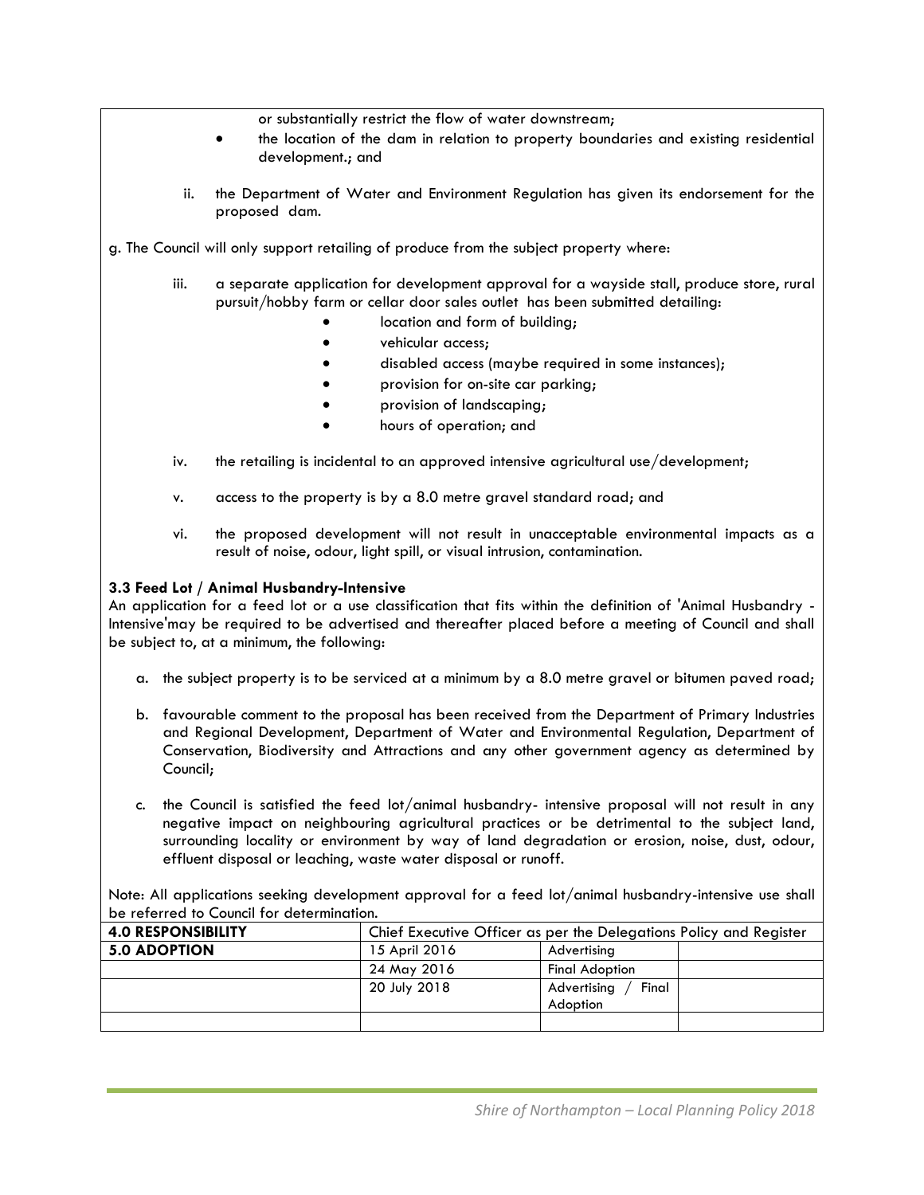or substantially restrict the flow of water downstream;

- the location of the dam in relation to property boundaries and existing residential development.; and

ii. the Department of Water and Environment Regulation has given its endorsement for the proposed dam.

g. The Council will only support retailing of produce from the subject property where:

iii. a separate application for development approval for a wayside stall, produce store, rural pursuit/hobby farm or cellar door sales outlet has been submitted detailing:
- location and form of building;
- vehicular access;
- disabled access (maybe required in some instances);
- provision for on-site car parking;
- provision of landscaping;
- hours of operation; and

iv. the retailing is incidental to an approved intensive agricultural use/development;

v. access to the property is by a 8.0 metre gravel standard road; and

vi. the proposed development will not result in unacceptable environmental impacts as a result of noise, odour, light spill, or visual intrusion, contamination.

**3.3 Feed Lot / Animal Husbandry-Intensive**

An application for a feed lot or a use classification that fits within the definition of 'Animal Husbandry - Intensive'may be required to be advertised and thereafter placed before a meeting of Council and shall be subject to, at a minimum, the following:

a. the subject property is to be serviced at a minimum by a 8.0 metre gravel or bitumen paved road;

b. favourable comment to the proposal has been received from the Department of Primary Industries and Regional Development, Department of Water and Environmental Regulation, Department of Conservation, Biodiversity and Attractions and any other government agency as determined by Council;

c. the Council is satisfied the feed lot/animal husbandry- intensive proposal will not result in any negative impact on neighbouring agricultural practices or be detrimental to the subject land, surrounding locality or environment by way of land degradation or erosion, noise, dust, odour, effluent disposal or leaching, waste water disposal or runoff.

Note: All applications seeking development approval for a feed lot/animal husbandry-intensive use shall be referred to Council for determination.

| **4.0 RESPONSIBILITY** | Chief Executive Officer as per the Delegations Policy and Register | | |
|---|---|---|---|
| **5.0 ADOPTION** | 15 April 2016 | Advertising | |
| | 24 May 2016 | Final Adoption | |
| | 20 July 2018 | Advertising / Final Adoption | |
| | | | |